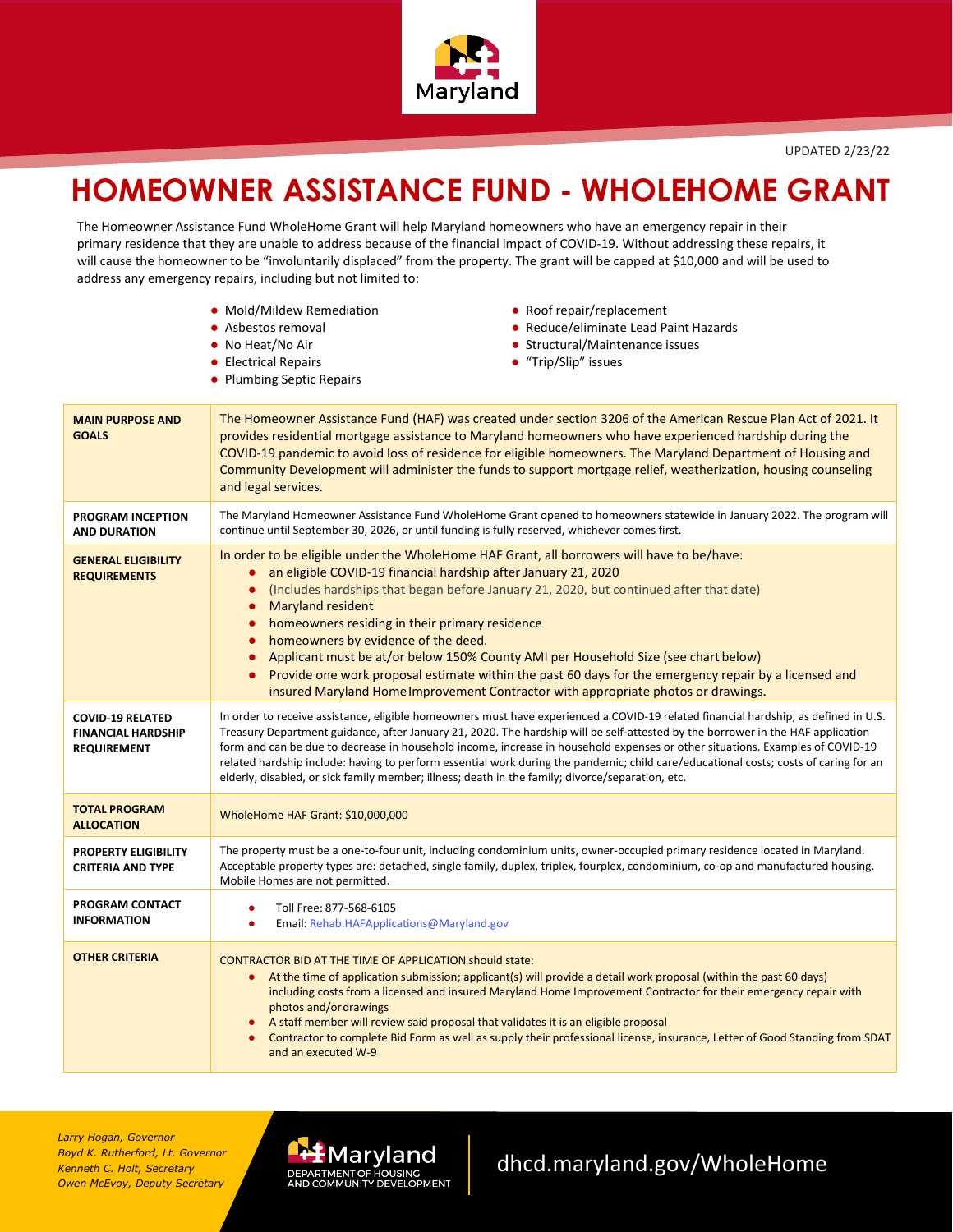UPDATED 2/23/22

# HOMEOWNER ASSISTANCE FUND - WHOLEHOME GRANT

The Homeowner Assistance Fund WholeHome Grant will help Maryland homeowners who have an emergency repair in their primary residence that they are unable to address because of the financial impact of COVID-19. Without addressing these repairs, it will cause the homeowner to be "involuntarily displaced" from the property. The grant will be capped at $10,000 and will be used to address any emergency repairs, including but not limited to:

- Mold/Mildew Remediation
- Asbestos removal
- No Heat/No Air
- Electrical Repairs
- Plumbing Septic Repairs
- Roof repair/replacement
- Reduce/eliminate Lead Paint Hazards
- Structural/Maintenance issues
- "Trip/Slip" issues

| | |
|---|---|
| **MAIN PURPOSE AND GOALS** | The Homeowner Assistance Fund (HAF) was created under section 3206 of the American Rescue Plan Act of 2021. It provides residential mortgage assistance to Maryland homeowners who have experienced hardship during the COVID-19 pandemic to avoid loss of residence for eligible homeowners. The Maryland Department of Housing and Community Development will administer the funds to support mortgage relief, weatherization, housing counseling and legal services. |
| **PROGRAM INCEPTION AND DURATION** | The Maryland Homeowner Assistance Fund WholeHome Grant opened to homeowners statewide in January 2022. The program will continue until September 30, 2026, or until funding is fully reserved, whichever comes first. |
| **GENERAL ELIGIBILITY REQUIREMENTS** | In order to be eligible under the WholeHome HAF Grant, all borrowers will have to be/have:<br>• an eligible COVID-19 financial hardship after January 21, 2020<br>• (Includes hardships that began before January 21, 2020, but continued after that date)<br>• Maryland resident<br>• homeowners residing in their primary residence<br>• homeowners by evidence of the deed.<br>• Applicant must be at/or below 150% County AMI per Household Size (see chart below)<br>• Provide one work proposal estimate within the past 60 days for the emergency repair by a licensed and insured Maryland Home Improvement Contractor with appropriate photos or drawings. |
| **COVID-19 RELATED FINANCIAL HARDSHIP REQUIREMENT** | In order to receive assistance, eligible homeowners must have experienced a COVID-19 related financial hardship, as defined in U.S. Treasury Department guidance, after January 21, 2020. The hardship will be self-attested by the borrower in the HAF application form and can be due to decrease in household income, increase in household expenses or other situations. Examples of COVID-19 related hardship include: having to perform essential work during the pandemic; child care/educational costs; costs of caring for an elderly, disabled, or sick family member; illness; death in the family; divorce/separation, etc. |
| **TOTAL PROGRAM ALLOCATION** | WholeHome HAF Grant: $10,000,000 |
| **PROPERTY ELIGIBILITY CRITERIA AND TYPE** | The property must be a one-to-four unit, including condominium units, owner-occupied primary residence located in Maryland. Acceptable property types are: detached, single family, duplex, triplex, fourplex, condominium, co-op and manufactured housing. Mobile Homes are not permitted. |
| **PROGRAM CONTACT INFORMATION** | • Toll Free: 877-568-6105<br>• Email: Rehab.HAFApplications@Maryland.gov |
| **OTHER CRITERIA** | CONTRACTOR BID AT THE TIME OF APPLICATION should state:<br>• At the time of application submission; applicant(s) will provide a detail work proposal (within the past 60 days) including costs from a licensed and insured Maryland Home Improvement Contractor for their emergency repair with photos and/or drawings<br>• A staff member will review said proposal that validates it is an eligible proposal<br>• Contractor to complete Bid Form as well as supply their professional license, insurance, Letter of Good Standing from SDAT and an executed W-9 |

*Larry Hogan, Governor*
*Boyd K. Rutherford, Lt. Governor*
*Kenneth C. Holt, Secretary*
*Owen McEvoy, Deputy Secretary*

Maryland Department of Housing and Community Development

dhcd.maryland.gov/WholeHome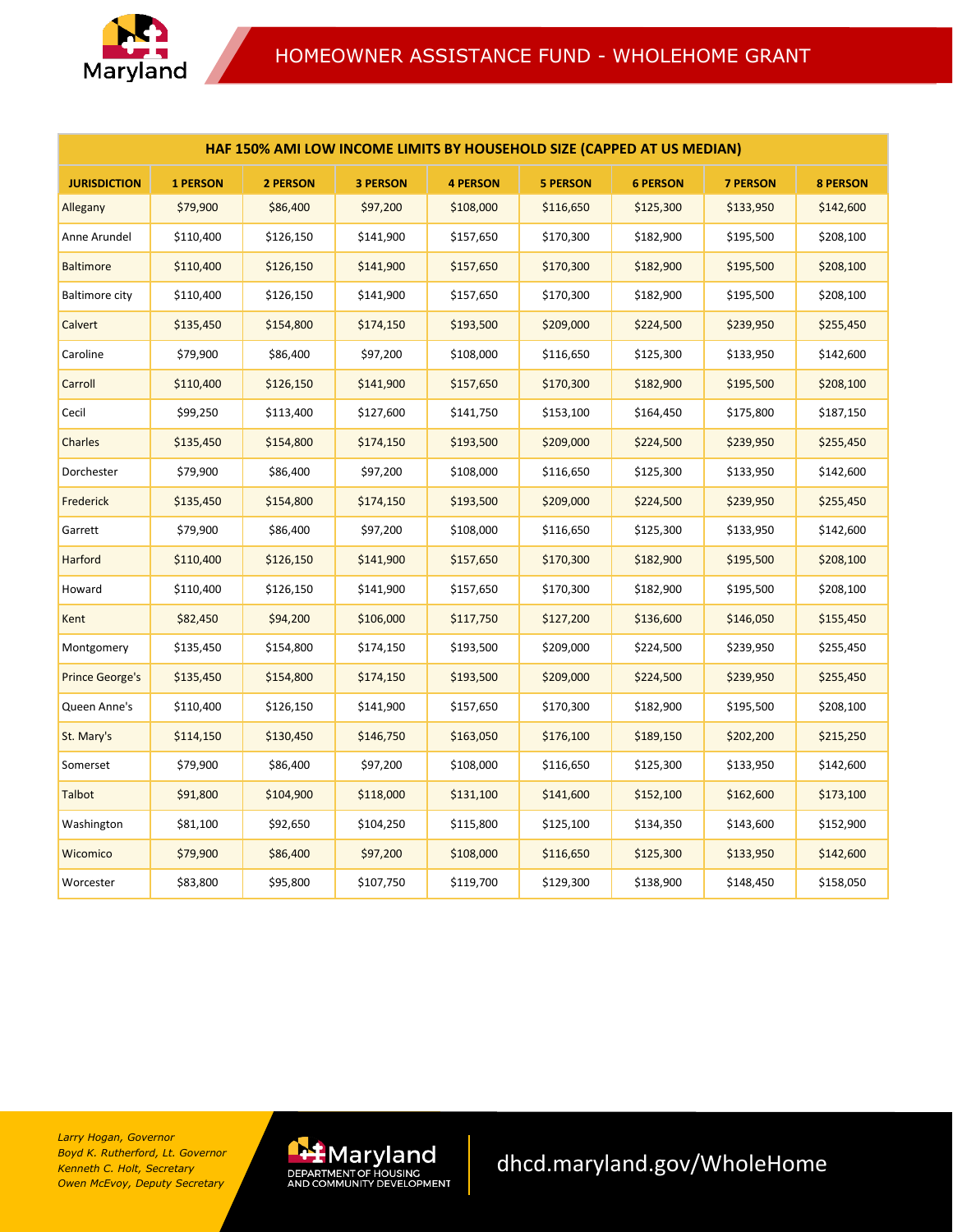# HOMEOWNER ASSISTANCE FUND - WHOLEHOME GRANT

| HAF 150% AMI LOW INCOME LIMITS BY HOUSEHOLD SIZE (CAPPED AT US MEDIAN) | | | | | | | | |
|---|---|---|---|---|---|---|---|---|
| **JURISDICTION** | **1 PERSON** | **2 PERSON** | **3 PERSON** | **4 PERSON** | **5 PERSON** | **6 PERSON** | **7 PERSON** | **8 PERSON** |
| Allegany | $79,900 | $86,400 | $97,200 | $108,000 | $116,650 | $125,300 | $133,950 | $142,600 |
| Anne Arundel | $110,400 | $126,150 | $141,900 | $157,650 | $170,300 | $182,900 | $195,500 | $208,100 |
| Baltimore | $110,400 | $126,150 | $141,900 | $157,650 | $170,300 | $182,900 | $195,500 | $208,100 |
| Baltimore city | $110,400 | $126,150 | $141,900 | $157,650 | $170,300 | $182,900 | $195,500 | $208,100 |
| Calvert | $135,450 | $154,800 | $174,150 | $193,500 | $209,000 | $224,500 | $239,950 | $255,450 |
| Caroline | $79,900 | $86,400 | $97,200 | $108,000 | $116,650 | $125,300 | $133,950 | $142,600 |
| Carroll | $110,400 | $126,150 | $141,900 | $157,650 | $170,300 | $182,900 | $195,500 | $208,100 |
| Cecil | $99,250 | $113,400 | $127,600 | $141,750 | $153,100 | $164,450 | $175,800 | $187,150 |
| Charles | $135,450 | $154,800 | $174,150 | $193,500 | $209,000 | $224,500 | $239,950 | $255,450 |
| Dorchester | $79,900 | $86,400 | $97,200 | $108,000 | $116,650 | $125,300 | $133,950 | $142,600 |
| Frederick | $135,450 | $154,800 | $174,150 | $193,500 | $209,000 | $224,500 | $239,950 | $255,450 |
| Garrett | $79,900 | $86,400 | $97,200 | $108,000 | $116,650 | $125,300 | $133,950 | $142,600 |
| Harford | $110,400 | $126,150 | $141,900 | $157,650 | $170,300 | $182,900 | $195,500 | $208,100 |
| Howard | $110,400 | $126,150 | $141,900 | $157,650 | $170,300 | $182,900 | $195,500 | $208,100 |
| Kent | $82,450 | $94,200 | $106,000 | $117,750 | $127,200 | $136,600 | $146,050 | $155,450 |
| Montgomery | $135,450 | $154,800 | $174,150 | $193,500 | $209,000 | $224,500 | $239,950 | $255,450 |
| Prince George's | $135,450 | $154,800 | $174,150 | $193,500 | $209,000 | $224,500 | $239,950 | $255,450 |
| Queen Anne's | $110,400 | $126,150 | $141,900 | $157,650 | $170,300 | $182,900 | $195,500 | $208,100 |
| St. Mary's | $114,150 | $130,450 | $146,750 | $163,050 | $176,100 | $189,150 | $202,200 | $215,250 |
| Somerset | $79,900 | $86,400 | $97,200 | $108,000 | $116,650 | $125,300 | $133,950 | $142,600 |
| Talbot | $91,800 | $104,900 | $118,000 | $131,100 | $141,600 | $152,100 | $162,600 | $173,100 |
| Washington | $81,100 | $92,650 | $104,250 | $115,800 | $125,100 | $134,350 | $143,600 | $152,900 |
| Wicomico | $79,900 | $86,400 | $97,200 | $108,000 | $116,650 | $125,300 | $133,950 | $142,600 |
| Worcester | $83,800 | $95,800 | $107,750 | $119,700 | $129,300 | $138,900 | $148,450 | $158,050 |

*Larry Hogan, Governor*
*Boyd K. Rutherford, Lt. Governor*
*Kenneth C. Holt, Secretary*
*Owen McEvoy, Deputy Secretary*

Maryland DEPARTMENT OF HOUSING AND COMMUNITY DEVELOPMENT

dhcd.maryland.gov/WholeHome